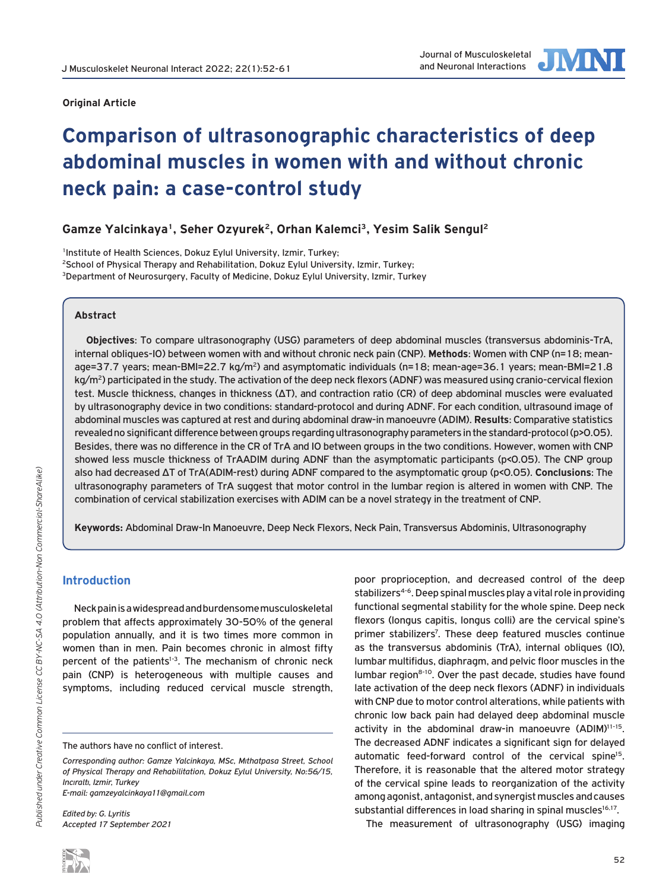**Original Article**

# Comparison of ultrasonographic characteristics of deep abdominal muscles in women with and without chronic neck pain: a case-control study

**Gamze Yalcinkaya[1], Seher Ozyurek[2], Orhan Kalemci[3], Yesim Salik Sengul[2]**

[1]Institute of Health Sciences, Dokuz Eylul University, Izmir, Turkey;
[2]School of Physical Therapy and Rehabilitation, Dokuz Eylul University, Izmir, Turkey;
[3]Department of Neurosurgery, Faculty of Medicine, Dokuz Eylul University, Izmir, Turkey

## Abstract

**Objectives**: To compare ultrasonography (USG) parameters of deep abdominal muscles (transversus abdominis-TrA, internal obliques-IO) between women with and without chronic neck pain (CNP). **Methods**: Women with CNP (n=18; mean-age=37.7 years; mean-BMI=22.7 kg/m$^2$) and asymptomatic individuals (n=18; mean-age=36.1 years; mean-BMI=21.8 kg/m$^2$) participated in the study. The activation of the deep neck flexors (ADNF) was measured using cranio-cervical flexion test. Muscle thickness, changes in thickness (ΔT), and contraction ratio (CR) of deep abdominal muscles were evaluated by ultrasonography device in two conditions: standard-protocol and during ADNF. For each condition, ultrasound image of abdominal muscles was captured at rest and during abdominal draw-in manoeuvre (ADIM). **Results**: Comparative statistics revealed no significant difference between groups regarding ultrasonography parameters in the standard-protocol ($p>0.05$). Besides, there was no difference in the CR of TrA and IO between groups in the two conditions. However, women with CNP showed less muscle thickness of TrAADIM during ADNF than the asymptomatic participants ($p<0.05$). The CNP group also had decreased ΔT of TrA(ADIM-rest) during ADNF compared to the asymptomatic group ($p<0.05$). **Conclusions**: The ultrasonography parameters of TrA suggest that motor control in the lumbar region is altered in women with CNP. The combination of cervical stabilization exercises with ADIM can be a novel strategy in the treatment of CNP.

**Keywords:** Abdominal Draw-In Manoeuvre, Deep Neck Flexors, Neck Pain, Transversus Abdominis, Ultrasonography

## Introduction

Neck pain is a widespread and burdensome musculoskeletal problem that affects approximately 30-50% of the general population annually, and it is two times more common in women than in men. Pain becomes chronic in almost fifty percent of the patients[1-3]. The mechanism of chronic neck pain (CNP) is heterogeneous with multiple causes and symptoms, including reduced cervical muscle strength, poor proprioception, and decreased control of the deep stabilizers[4-6]. Deep spinal muscles play a vital role in providing functional segmental stability for the whole spine. Deep neck flexors (longus capitis, longus colli) are the cervical spine's primer stabilizers[7]. These deep featured muscles continue as the transversus abdominis (TrA), internal obliques (IO), lumbar multifidus, diaphragm, and pelvic floor muscles in the lumbar region[8-10]. Over the past decade, studies have found late activation of the deep neck flexors (ADNF) in individuals with CNP due to motor control alterations, while patients with chronic low back pain had delayed deep abdominal muscle activity in the abdominal draw-in manoeuvre (ADIM)[11-15]. The decreased ADNF indicates a significant sign for delayed automatic feed-forward control of the cervical spine[15]. Therefore, it is reasonable that the altered motor strategy of the cervical spine leads to reorganization of the activity among agonist, antagonist, and synergist muscles and causes substantial differences in load sharing in spinal muscles[16,17].

The measurement of ultrasonography (USG) imaging

The authors have no conflict of interest.

*Corresponding author: Gamze Yalcinkaya, MSc, Mıthatpasa Street, School of Physical Therapy and Rehabilitation, Dokuz Eylul University, No:56/15, Incıraltı, Izmir, Turkey*
*E-mail: gamzeyalcinkaya11@gmail.com*

*Edited by: G. Lyritis*
*Accepted 17 September 2021*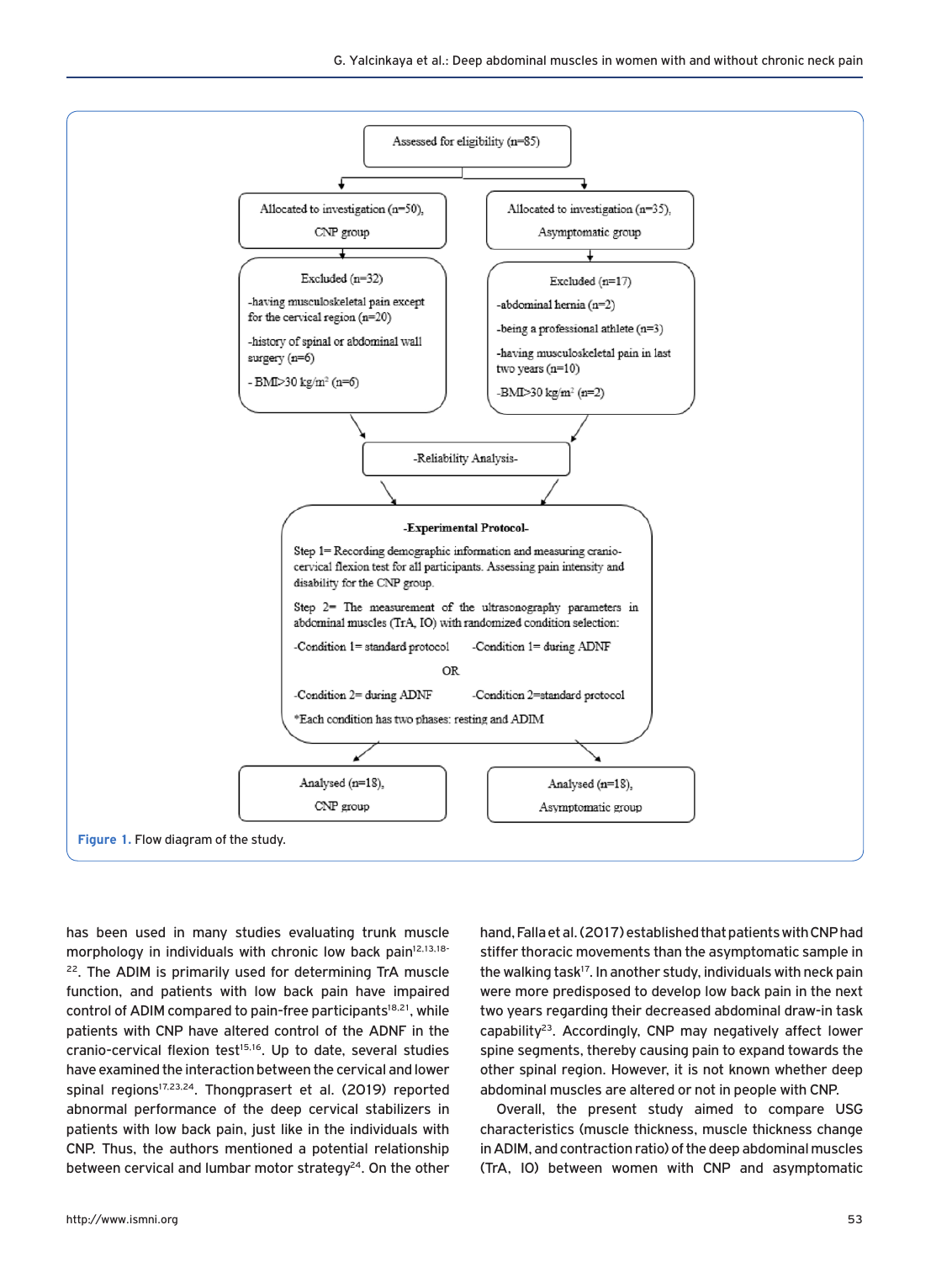Assessed for eligibility (n=85)

Allocated to investigation (n=50), CNP group

Allocated to investigation (n=35), Asymptomatic group

Excluded (n=32)
- having musculoskeletal pain except for the cervical region (n=20)
- history of spinal or abdominal wall surgery (n=6)
- BMI>30 kg/m² (n=6)

Excluded (n=17)
- abdominal hernia (n=2)
- being a professional athlete (n=3)
- having musculoskeletal pain in last two years (n=10)
- BMI>30 kg/m² (n=2)

-Reliability Analysis-

**-Experimental Protocol-**

Step 1= Recording demographic information and measuring cranio-cervical flexion test for all participants. Assessing pain intensity and disability for the CNP group.

Step 2= The measurement of the ultrasonography parameters in abdominal muscles (TrA, IO) with randomized condition selection:

-Condition 1= standard protocol
-Condition 2= during ADNF

OR

-Condition 1= during ADNF
-Condition 2=standard protocol

*Each condition has two phases: resting and ADIM

Analysed (n=18), CNP group

Analysed (n=18), Asymptomatic group

**Figure 1.** Flow diagram of the study.

has been used in many studies evaluating trunk muscle morphology in individuals with chronic low back pain[12,13,18-22]. The ADIM is primarily used for determining TrA muscle function, and patients with low back pain have impaired control of ADIM compared to pain-free participants[18,21], while patients with CNP have altered control of the ADNF in the cranio-cervical flexion test[15,16]. Up to date, several studies have examined the interaction between the cervical and lower spinal regions[17,23,24]. Thongprasert et al. (2019) reported abnormal performance of the deep cervical stabilizers in patients with low back pain, just like in the individuals with CNP. Thus, the authors mentioned a potential relationship between cervical and lumbar motor strategy[24]. On the other hand, Falla et al. (2017) established that patients with CNP had stiffer thoracic movements than the asymptomatic sample in the walking task[17]. In another study, individuals with neck pain were more predisposed to develop low back pain in the next two years regarding their decreased abdominal draw-in task capability[23]. Accordingly, CNP may negatively affect lower spine segments, thereby causing pain to expand towards the other spinal region. However, it is not known whether deep abdominal muscles are altered or not in people with CNP.

Overall, the present study aimed to compare USG characteristics (muscle thickness, muscle thickness change in ADIM, and contraction ratio) of the deep abdominal muscles (TrA, IO) between women with CNP and asymptomatic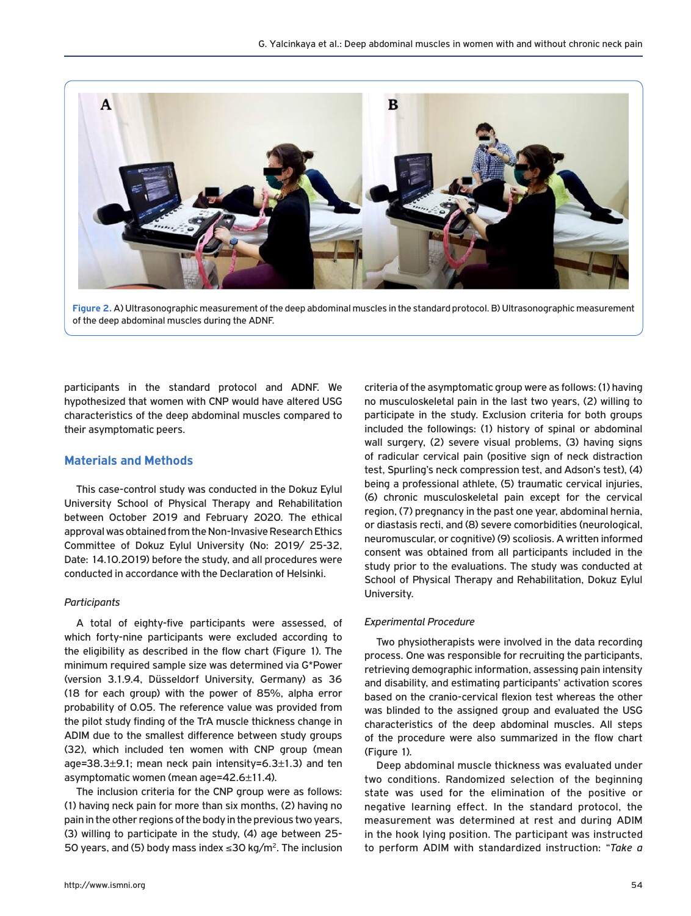Figure 2. A) Ultrasonographic measurement of the deep abdominal muscles in the standard protocol. B) Ultrasonographic measurement of the deep abdominal muscles during the ADNF.

participants in the standard protocol and ADNF. We hypothesized that women with CNP would have altered USG characteristics of the deep abdominal muscles compared to their asymptomatic peers.

## Materials and Methods

This case-control study was conducted in the Dokuz Eylul University School of Physical Therapy and Rehabilitation between October 2019 and February 2020. The ethical approval was obtained from the Non-Invasive Research Ethics Committee of Dokuz Eylul University (No: 2019/ 25-32, Date: 14.10.2019) before the study, and all procedures were conducted in accordance with the Declaration of Helsinki.

### *Participants*

A total of eighty-five participants were assessed, of which forty-nine participants were excluded according to the eligibility as described in the flow chart (Figure 1). The minimum required sample size was determined via G*Power (version 3.1.9.4, Düsseldorf University, Germany) as 36 (18 for each group) with the power of 85%, alpha error probability of 0.05. The reference value was provided from the pilot study finding of the TrA muscle thickness change in ADIM due to the smallest difference between study groups (32), which included ten women with CNP group (mean age=38.3±9.1; mean neck pain intensity=6.3±1.3) and ten asymptomatic women (mean age=42.6±11.4).

The inclusion criteria for the CNP group were as follows: (1) having neck pain for more than six months, (2) having no pain in the other regions of the body in the previous two years, (3) willing to participate in the study, (4) age between 25-50 years, and (5) body mass index ≤30 kg/m$^2$. The inclusion criteria of the asymptomatic group were as follows: (1) having no musculoskeletal pain in the last two years, (2) willing to participate in the study. Exclusion criteria for both groups included the followings: (1) history of spinal or abdominal wall surgery, (2) severe visual problems, (3) having signs of radicular cervical pain (positive sign of neck distraction test, Spurling's neck compression test, and Adson's test), (4) being a professional athlete, (5) traumatic cervical injuries, (6) chronic musculoskeletal pain except for the cervical region, (7) pregnancy in the past one year, abdominal hernia, or diastasis recti, and (8) severe comorbidities (neurological, neuromuscular, or cognitive) (9) scoliosis. A written informed consent was obtained from all participants included in the study prior to the evaluations. The study was conducted at School of Physical Therapy and Rehabilitation, Dokuz Eylul University.

### *Experimental Procedure*

Two physiotherapists were involved in the data recording process. One was responsible for recruiting the participants, retrieving demographic information, assessing pain intensity and disability, and estimating participants' activation scores based on the cranio-cervical flexion test whereas the other was blinded to the assigned group and evaluated the USG characteristics of the deep abdominal muscles. All steps of the procedure were also summarized in the flow chart (Figure 1).

Deep abdominal muscle thickness was evaluated under two conditions. Randomized selection of the beginning state was used for the elimination of the positive or negative learning effect. In the standard protocol, the measurement was determined at rest and during ADIM in the hook lying position. The participant was instructed to perform ADIM with standardized instruction: "*Take a*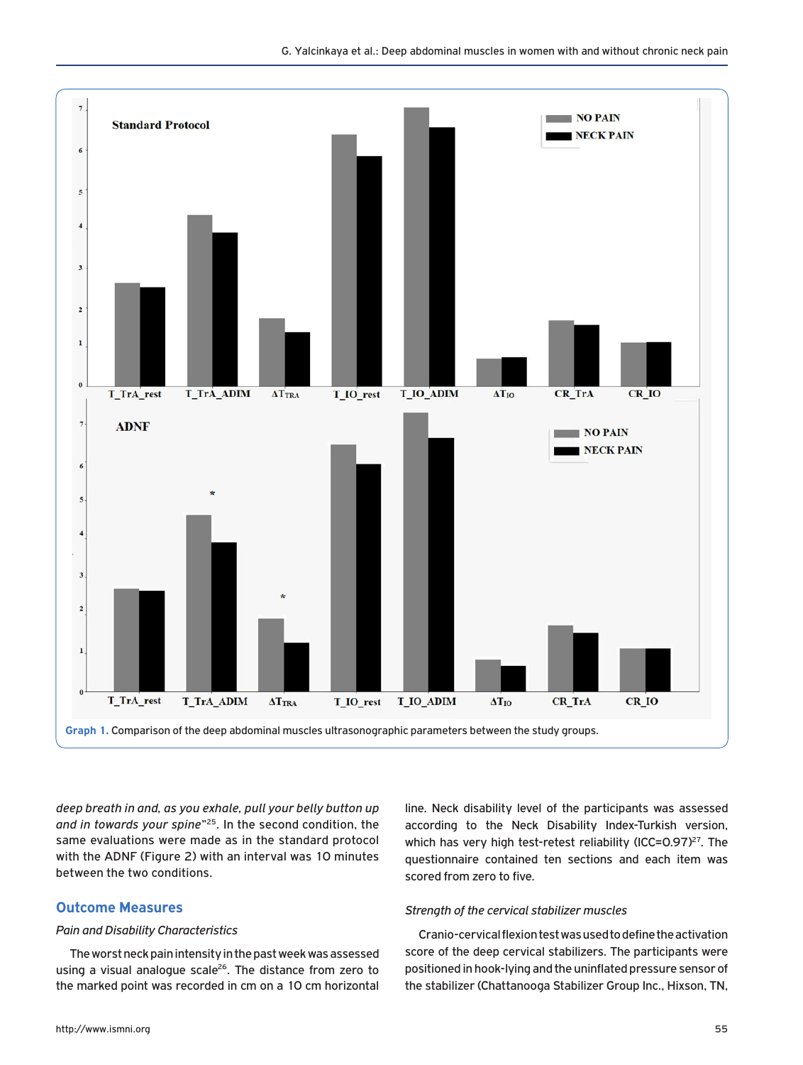Graph 1. Comparison of the deep abdominal muscles ultrasonographic parameters between the study groups.

*deep breath in and, as you exhale, pull your belly button up and in towards your spine*"[25]. In the second condition, the same evaluations were made as in the standard protocol with the ADNF (Figure 2) with an interval was 10 minutes between the two conditions.

## Outcome Measures

*Pain and Disability Characteristics*

The worst neck pain intensity in the past week was assessed using a visual analogue scale[26]. The distance from zero to the marked point was recorded in cm on a 10 cm horizontal line. Neck disability level of the participants was assessed according to the Neck Disability Index-Turkish version, which has very high test-retest reliability (ICC=0.97)[27]. The questionnaire contained ten sections and each item was scored from zero to five.

*Strength of the cervical stabilizer muscles*

Cranio-cervical flexion test was used to define the activation score of the deep cervical stabilizers. The participants were positioned in hook-lying and the uninflated pressure sensor of the stabilizer (Chattanooga Stabilizer Group Inc., Hixson, TN,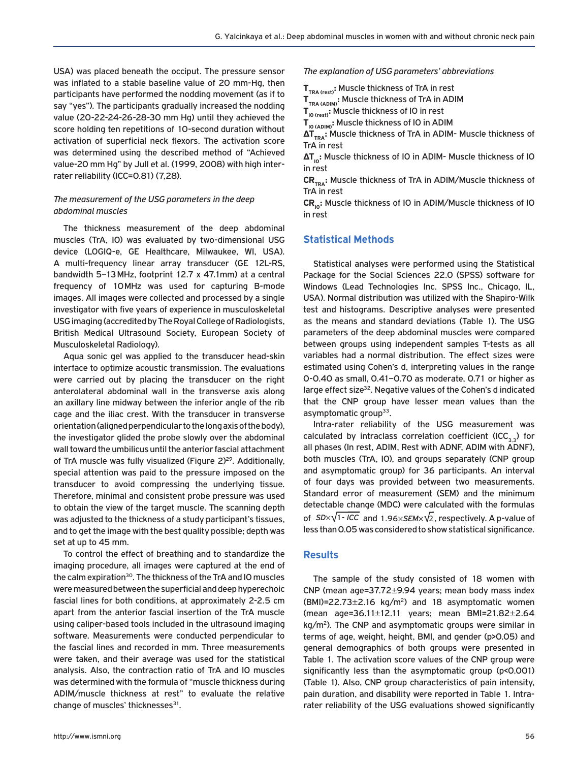USA) was placed beneath the occiput. The pressure sensor was inflated to a stable baseline value of 20 mm-Hg, then participants have performed the nodding movement (as if to say "yes"). The participants gradually increased the nodding value (20-22-24-26-28-30 mm Hg) until they achieved the score holding ten repetitions of 10-second duration without activation of superficial neck flexors. The activation score was determined using the described method of "Achieved value-20 mm Hg" by Jull et al. (1999, 2008) with high inter-rater reliability (ICC=0.81) (7,28).

*The measurement of the USG parameters in the deep abdominal muscles*

The thickness measurement of the deep abdominal muscles (TrA, IO) was evaluated by two-dimensional USG device (LOGIQ-e, GE Healthcare, Milwaukee, WI, USA). A multi-frequency linear array transducer (GE 12L-RS, bandwidth 5–13 MHz, footprint 12.7 x 47.1mm) at a central frequency of 10 MHz was used for capturing B-mode images. All images were collected and processed by a single investigator with five years of experience in musculoskeletal USG imaging (accredited by The Royal College of Radiologists, British Medical Ultrasound Society, European Society of Musculoskeletal Radiology).

Aqua sonic gel was applied to the transducer head-skin interface to optimize acoustic transmission. The evaluations were carried out by placing the transducer on the right anterolateral abdominal wall in the transverse axis along an axillary line midway between the inferior angle of the rib cage and the iliac crest. With the transducer in transverse orientation (aligned perpendicular to the long axis of the body), the investigator glided the probe slowly over the abdominal wall toward the umbilicus until the anterior fascial attachment of TrA muscle was fully visualized (Figure 2)[29]. Additionally, special attention was paid to the pressure imposed on the transducer to avoid compressing the underlying tissue. Therefore, minimal and consistent probe pressure was used to obtain the view of the target muscle. The scanning depth was adjusted to the thickness of a study participant's tissues, and to get the image with the best quality possible; depth was set at up to 45 mm.

To control the effect of breathing and to standardize the imaging procedure, all images were captured at the end of the calm expiration[30]. The thickness of the TrA and IO muscles were measured between the superficial and deep hyperechoic fascial lines for both conditions, at approximately 2-2.5 cm apart from the anterior fascial insertion of the TrA muscle using caliper-based tools included in the ultrasound imaging software. Measurements were conducted perpendicular to the fascial lines and recorded in mm. Three measurements were taken, and their average was used for the statistical analysis. Also, the contraction ratio of TrA and IO muscles was determined with the formula of "muscle thickness during ADIM/muscle thickness at rest" to evaluate the relative change of muscles' thicknesses[31].

*The explanation of USG parameters' abbreviations*

**$T_{TRA\ (rest)}$:** Muscle thickness of TrA in rest
**$T_{TRA\ (ADIM)}$:** Muscle thickness of TrA in ADIM
**$T_{IO\ (rest)}$:** Muscle thickness of IO in rest
**$T_{IO\ (ADIM)}$:** Muscle thickness of IO in ADIM
**$\Delta T_{TRA}$:** Muscle thickness of TrA in ADIM- Muscle thickness of TrA in rest
**$\Delta T_{IO}$:** Muscle thickness of IO in ADIM- Muscle thickness of IO in rest
**$CR_{TRA}$:** Muscle thickness of TrA in ADIM/Muscle thickness of TrA in rest
**$CR_{IO}$:** Muscle thickness of IO in ADIM/Muscle thickness of IO in rest

## Statistical Methods

Statistical analyses were performed using the Statistical Package for the Social Sciences 22.0 (SPSS) software for Windows (Lead Technologies Inc. SPSS Inc., Chicago, IL, USA). Normal distribution was utilized with the Shapiro-Wilk test and histograms. Descriptive analyses were presented as the means and standard deviations (Table 1). The USG parameters of the deep abdominal muscles were compared between groups using independent samples T-tests as all variables had a normal distribution. The effect sizes were estimated using Cohen's d, interpreting values in the range 0-0.40 as small, 0.41–0.70 as moderate, 0.71 or higher as large effect size[32]. Negative values of the Cohen's d indicated that the CNP group have lesser mean values than the asymptomatic group[33].

Intra-rater reliability of the USG measurement was calculated by intraclass correlation coefficient ($ICC_{3,3}$) for all phases (In rest, ADIM, Rest with ADNF, ADIM with ADNF), both muscles (TrA, IO), and groups separately (CNP group and asymptomatic group) for 36 participants. An interval of four days was provided between two measurements. Standard error of measurement (SEM) and the minimum detectable change (MDC) were calculated with the formulas of $SD\times\sqrt{1-ICC}$ and $1.96\times SEM\times\sqrt{2}$, respectively. A p-value of less than 0.05 was considered to show statistical significance.

## Results

The sample of the study consisted of 18 women with CNP (mean age=37.72±9.94 years; mean body mass index (BMI)=22.73±2.16 kg/m$^2$) and 18 asymptomatic women (mean age=36.11±12.11 years; mean BMI=21.82±2.64 kg/m$^2$). The CNP and asymptomatic groups were similar in terms of age, weight, height, BMI, and gender ($p>0.05$) and general demographics of both groups were presented in Table 1. The activation score values of the CNP group were significantly less than the asymptomatic group ($p<0.001$) (Table 1). Also, CNP group characteristics of pain intensity, pain duration, and disability were reported in Table 1. Intra-rater reliability of the USG evaluations showed significantly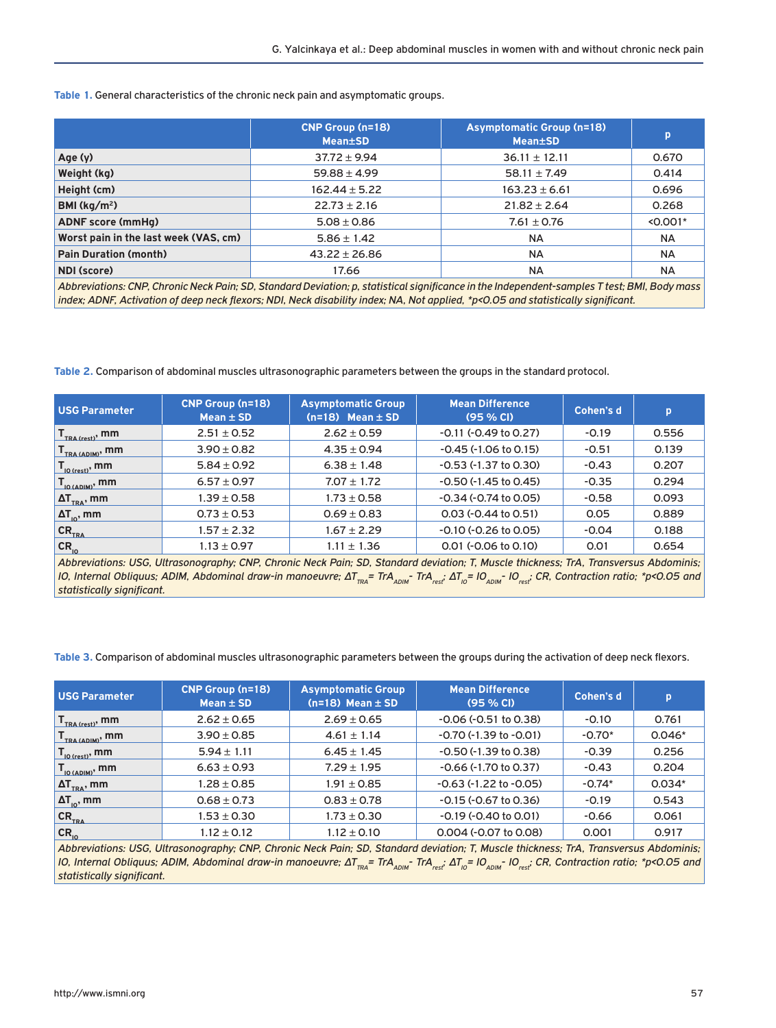**Table 1.** General characteristics of the chronic neck pain and asymptomatic groups.

| | CNP Group (n=18) Mean±SD | Asymptomatic Group (n=18) Mean±SD | p |
|---|---|---|---|
| **Age (y)** | 37.72 ± 9.94 | 36.11 ± 12.11 | 0.670 |
| **Weight (kg)** | 59.88 ± 4.99 | 58.11 ± 7.49 | 0.414 |
| **Height (cm)** | 162.44 ± 5.22 | 163.23 ± 6.61 | 0.696 |
| **BMI (kg/m²)** | 22.73 ± 2.16 | 21.82 ± 2.64 | 0.268 |
| **ADNF score (mmHg)** | 5.08 ± 0.86 | 7.61 ± 0.76 | <0.001* |
| **Worst pain in the last week (VAS, cm)** | 5.86 ± 1.42 | NA | NA |
| **Pain Duration (month)** | 43.22 ± 26.86 | NA | NA |
| **NDI (score)** | 17.66 | NA | NA |

*Abbreviations: CNP, Chronic Neck Pain; SD, Standard Deviation; p, statistical significance in the Independent-samples T test; BMI, Body mass index; ADNF, Activation of deep neck flexors; NDI, Neck disability index; NA, Not applied, *p<0.05 and statistically significant.*

**Table 2.** Comparison of abdominal muscles ultrasonographic parameters between the groups in the standard protocol.

| USG Parameter | CNP Group (n=18) Mean ± SD | Asymptomatic Group (n=18) Mean ± SD | Mean Difference (95 % CI) | Cohen's d | p |
|---|---|---|---|---|---|
| $T_{TRA\ (rest)}$, mm | 2.51 ± 0.52 | 2.62 ± 0.59 | -0.11 (-0.49 to 0.27) | -0.19 | 0.556 |
| $T_{TRA\ (ADIM)}$, mm | 3.90 ± 0.82 | 4.35 ± 0.94 | -0.45 (-1.06 to 0.15) | -0.51 | 0.139 |
| $T_{IO\ (rest)}$, mm | 5.84 ± 0.92 | 6.38 ± 1.48 | -0.53 (-1.37 to 0.30) | -0.43 | 0.207 |
| $T_{IO\ (ADIM)}$, mm | 6.57 ± 0.97 | 7.07 ± 1.72 | -0.50 (-1.45 to 0.45) | -0.35 | 0.294 |
| $\Delta T_{TRA}$, mm | 1.39 ± 0.58 | 1.73 ± 0.58 | -0.34 (-0.74 to 0.05) | -0.58 | 0.093 |
| $\Delta T_{IO}$, mm | 0.73 ± 0.53 | 0.69 ± 0.83 | 0.03 (-0.44 to 0.51) | 0.05 | 0.889 |
| $CR_{TRA}$ | 1.57 ± 2.32 | 1.67 ± 2.29 | -0.10 (-0.26 to 0.05) | -0.04 | 0.188 |
| $CR_{IO}$ | 1.13 ± 0.97 | 1.11 ± 1.36 | 0.01 (-0.06 to 0.10) | 0.01 | 0.654 |

*Abbreviations: USG, Ultrasonography; CNP, Chronic Neck Pain; SD, Standard deviation; T, Muscle thickness; TrA, Transversus Abdominis; IO, Internal Obliquus; ADIM, Abdominal draw-in manoeuvre; $\Delta T_{TRA} = TrA_{ADIM} - TrA_{rest}$; $\Delta T_{IO} = IO_{ADIM} - IO_{rest}$; CR, Contraction ratio; *p<0.05 and statistically significant.*

**Table 3.** Comparison of abdominal muscles ultrasonographic parameters between the groups during the activation of deep neck flexors.

| USG Parameter | CNP Group (n=18) Mean ± SD | Asymptomatic Group (n=18) Mean ± SD | Mean Difference (95 % CI) | Cohen's d | p |
|---|---|---|---|---|---|
| $T_{TRA\ (rest)}$, mm | 2.62 ± 0.65 | 2.69 ± 0.65 | -0.06 (-0.51 to 0.38) | -0.10 | 0.761 |
| $T_{TRA\ (ADIM)}$, mm | 3.90 ± 0.85 | 4.61 ± 1.14 | -0.70 (-1.39 to -0.01) | -0.70* | 0.046* |
| $T_{IO\ (rest)}$, mm | 5.94 ± 1.11 | 6.45 ± 1.45 | -0.50 (-1.39 to 0.38) | -0.39 | 0.256 |
| $T_{IO\ (ADIM)}$, mm | 6.63 ± 0.93 | 7.29 ± 1.95 | -0.66 (-1.70 to 0.37) | -0.43 | 0.204 |
| $\Delta T_{TRA}$, mm | 1.28 ± 0.85 | 1.91 ± 0.85 | -0.63 (-1.22 to -0.05) | -0.74* | 0.034* |
| $\Delta T_{IO}$, mm | 0.68 ± 0.73 | 0.83 ± 0.78 | -0.15 (-0.67 to 0.36) | -0.19 | 0.543 |
| $CR_{TRA}$ | 1.53 ± 0.30 | 1.73 ± 0.30 | -0.19 (-0.40 to 0.01) | -0.66 | 0.061 |
| $CR_{IO}$ | 1.12 ± 0.12 | 1.12 ± 0.10 | 0.004 (-0.07 to 0.08) | 0.001 | 0.917 |

*Abbreviations: USG, Ultrasonography; CNP, Chronic Neck Pain; SD, Standard deviation; T, Muscle thickness; TrA, Transversus Abdominis; IO, Internal Obliquus; ADIM, Abdominal draw-in manoeuvre; $\Delta T_{TRA} = TrA_{ADIM} - TrA_{rest}$; $\Delta T_{IO} = IO_{ADIM} - IO_{rest}$; CR, Contraction ratio; *p<0.05 and statistically significant.*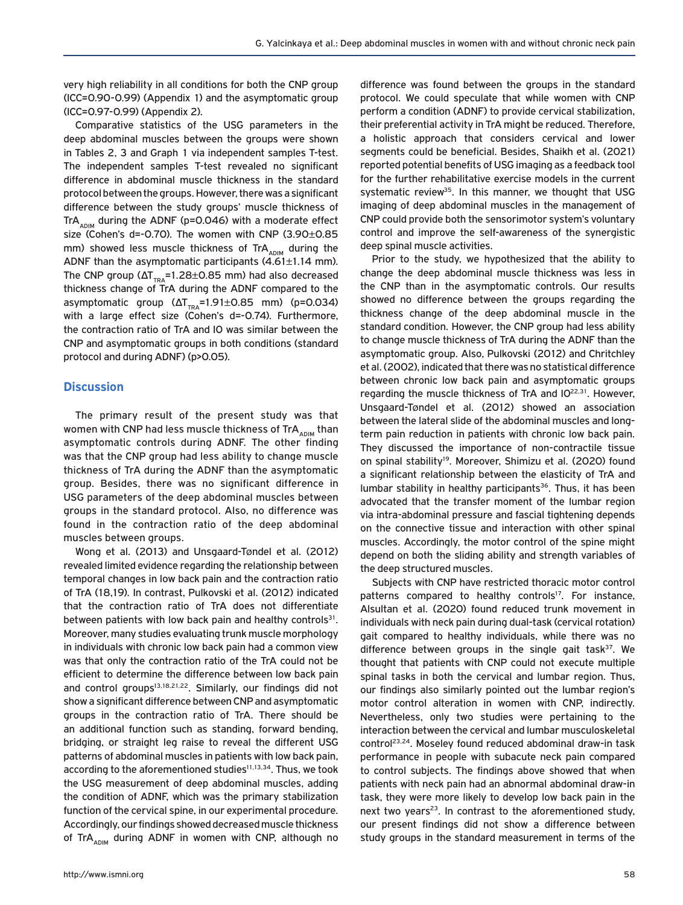very high reliability in all conditions for both the CNP group (ICC=0.90-0.99) (Appendix 1) and the asymptomatic group (ICC=0.97-0.99) (Appendix 2).

Comparative statistics of the USG parameters in the deep abdominal muscles between the groups were shown in Tables 2, 3 and Graph 1 via independent samples T-test. The independent samples T-test revealed no significant difference in abdominal muscle thickness in the standard protocol between the groups. However, there was a significant difference between the study groups' muscle thickness of $TrA_{ADIM}$ during the ADNF (p=0.046) with a moderate effect size (Cohen's d=-0.70). The women with CNP (3.90±0.85 mm) showed less muscle thickness of $TrA_{ADIM}$ during the ADNF than the asymptomatic participants (4.61±1.14 mm). The CNP group ($\Delta T_{TRA}$=1.28±0.85 mm) had also decreased thickness change of TrA during the ADNF compared to the asymptomatic group ($\Delta T_{TRA}$=1.91±0.85 mm) (p=0.034) with a large effect size (Cohen's d=-0.74). Furthermore, the contraction ratio of TrA and IO was similar between the CNP and asymptomatic groups in both conditions (standard protocol and during ADNF) (p>0.05).

## Discussion

The primary result of the present study was that women with CNP had less muscle thickness of $TrA_{ADIM}$ than asymptomatic controls during ADNF. The other finding was that the CNP group had less ability to change muscle thickness of TrA during the ADNF than the asymptomatic group. Besides, there was no significant difference in USG parameters of the deep abdominal muscles between groups in the standard protocol. Also, no difference was found in the contraction ratio of the deep abdominal muscles between groups.

Wong et al. (2013) and Unsgaard-Tøndel et al. (2012) revealed limited evidence regarding the relationship between temporal changes in low back pain and the contraction ratio of TrA (18,19). In contrast, Pulkovski et al. (2012) indicated that the contraction ratio of TrA does not differentiate between patients with low back pain and healthy controls[31]. Moreover, many studies evaluating trunk muscle morphology in individuals with chronic low back pain had a common view was that only the contraction ratio of the TrA could not be efficient to determine the difference between low back pain and control groups[13,18,21,22]. Similarly, our findings did not show a significant difference between CNP and asymptomatic groups in the contraction ratio of TrA. There should be an additional function such as standing, forward bending, bridging, or straight leg raise to reveal the different USG patterns of abdominal muscles in patients with low back pain, according to the aforementioned studies[11,13,34]. Thus, we took the USG measurement of deep abdominal muscles, adding the condition of ADNF, which was the primary stabilization function of the cervical spine, in our experimental procedure. Accordingly, our findings showed decreased muscle thickness of $TrA_{ADIM}$ during ADNF in women with CNP, although no difference was found between the groups in the standard protocol. We could speculate that while women with CNP perform a condition (ADNF) to provide cervical stabilization, their preferential activity in TrA might be reduced. Therefore, a holistic approach that considers cervical and lower segments could be beneficial. Besides, Shaikh et al. (2021) reported potential benefits of USG imaging as a feedback tool for the further rehabilitative exercise models in the current systematic review[35]. In this manner, we thought that USG imaging of deep abdominal muscles in the management of CNP could provide both the sensorimotor system's voluntary control and improve the self-awareness of the synergistic deep spinal muscle activities.

Prior to the study, we hypothesized that the ability to change the deep abdominal muscle thickness was less in the CNP than in the asymptomatic controls. Our results showed no difference between the groups regarding the thickness change of the deep abdominal muscle in the standard condition. However, the CNP group had less ability to change muscle thickness of TrA during the ADNF than the asymptomatic group. Also, Pulkovski (2012) and Chritchley et al. (2002), indicated that there was no statistical difference between chronic low back pain and asymptomatic groups regarding the muscle thickness of TrA and IO[22,31]. However, Unsgaard-Tøndel et al. (2012) showed an association between the lateral slide of the abdominal muscles and long-term pain reduction in patients with chronic low back pain. They discussed the importance of non-contractile tissue on spinal stability[19]. Moreover, Shimizu et al. (2020) found a significant relationship between the elasticity of TrA and lumbar stability in healthy participants[36]. Thus, it has been advocated that the transfer moment of the lumbar region via intra-abdominal pressure and fascial tightening depends on the connective tissue and interaction with other spinal muscles. Accordingly, the motor control of the spine might depend on both the sliding ability and strength variables of the deep structured muscles.

Subjects with CNP have restricted thoracic motor control patterns compared to healthy controls[17]. For instance, Alsultan et al. (2020) found reduced trunk movement in individuals with neck pain during dual-task (cervical rotation) gait compared to healthy individuals, while there was no difference between groups in the single gait task[37]. We thought that patients with CNP could not execute multiple spinal tasks in both the cervical and lumbar region. Thus, our findings also similarly pointed out the lumbar region's motor control alteration in women with CNP, indirectly. Nevertheless, only two studies were pertaining to the interaction between the cervical and lumbar musculoskeletal control[23,24]. Moseley found reduced abdominal draw-in task performance in people with subacute neck pain compared to control subjects. The findings above showed that when patients with neck pain had an abnormal abdominal draw-in task, they were more likely to develop low back pain in the next two years[23]. In contrast to the aforementioned study, our present findings did not show a difference between study groups in the standard measurement in terms of the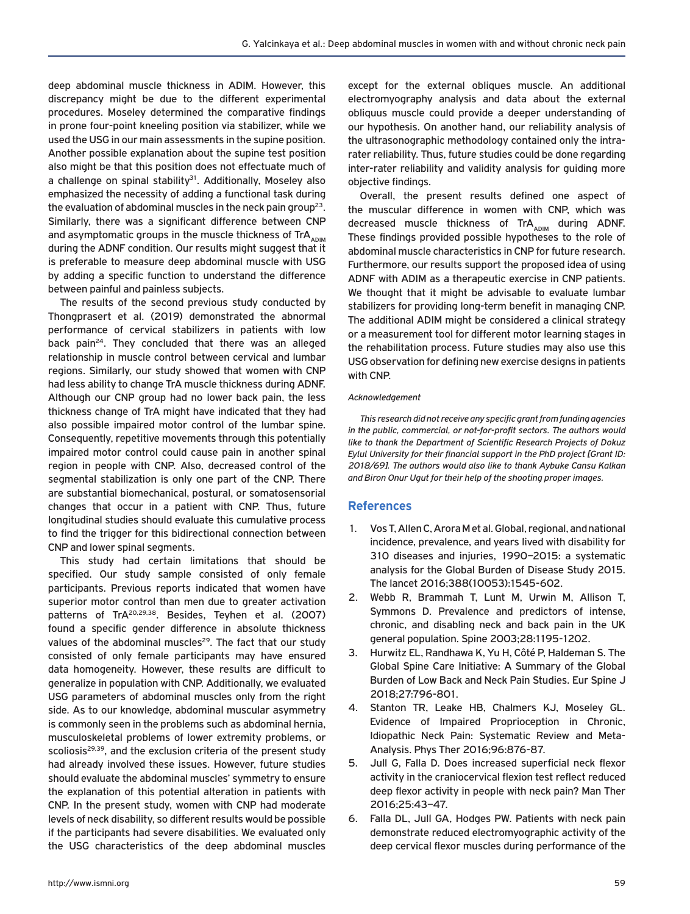deep abdominal muscle thickness in ADIM. However, this discrepancy might be due to the different experimental procedures. Moseley determined the comparative findings in prone four-point kneeling position via stabilizer, while we used the USG in our main assessments in the supine position. Another possible explanation about the supine test position also might be that this position does not effectuate much of a challenge on spinal stability[31]. Additionally, Moseley also emphasized the necessity of adding a functional task during the evaluation of abdominal muscles in the neck pain group[23]. Similarly, there was a significant difference between CNP and asymptomatic groups in the muscle thickness of $TrA_{ADIM}$ during the ADNF condition. Our results might suggest that it is preferable to measure deep abdominal muscle with USG by adding a specific function to understand the difference between painful and painless subjects.

The results of the second previous study conducted by Thongprasert et al. (2019) demonstrated the abnormal performance of cervical stabilizers in patients with low back pain[24]. They concluded that there was an alleged relationship in muscle control between cervical and lumbar regions. Similarly, our study showed that women with CNP had less ability to change TrA muscle thickness during ADNF. Although our CNP group had no lower back pain, the less thickness change of TrA might have indicated that they had also possible impaired motor control of the lumbar spine. Consequently, repetitive movements through this potentially impaired motor control could cause pain in another spinal region in people with CNP. Also, decreased control of the segmental stabilization is only one part of the CNP. There are substantial biomechanical, postural, or somatosensorial changes that occur in a patient with CNP. Thus, future longitudinal studies should evaluate this cumulative process to find the trigger for this bidirectional connection between CNP and lower spinal segments.

This study had certain limitations that should be specified. Our study sample consisted of only female participants. Previous reports indicated that women have superior motor control than men due to greater activation patterns of TrA[20,29,38]. Besides, Teyhen et al. (2007) found a specific gender difference in absolute thickness values of the abdominal muscles[29]. The fact that our study consisted of only female participants may have ensured data homogeneity. However, these results are difficult to generalize in population with CNP. Additionally, we evaluated USG parameters of abdominal muscles only from the right side. As to our knowledge, abdominal muscular asymmetry is commonly seen in the problems such as abdominal hernia, musculoskeletal problems of lower extremity problems, or scoliosis[29,39], and the exclusion criteria of the present study had already involved these issues. However, future studies should evaluate the abdominal muscles' symmetry to ensure the explanation of this potential alteration in patients with CNP. In the present study, women with CNP had moderate levels of neck disability, so different results would be possible if the participants had severe disabilities. We evaluated only the USG characteristics of the deep abdominal muscles except for the external obliques muscle. An additional electromyography analysis and data about the external obliquus muscle could provide a deeper understanding of our hypothesis. On another hand, our reliability analysis of the ultrasonographic methodology contained only the intra-rater reliability. Thus, future studies could be done regarding inter-rater reliability and validity analysis for guiding more objective findings.

Overall, the present results defined one aspect of the muscular difference in women with CNP, which was decreased muscle thickness of $TrA_{ADIM}$ during ADNF. These findings provided possible hypotheses to the role of abdominal muscle characteristics in CNP for future research. Furthermore, our results support the proposed idea of using ADNF with ADIM as a therapeutic exercise in CNP patients. We thought that it might be advisable to evaluate lumbar stabilizers for providing long-term benefit in managing CNP. The additional ADIM might be considered a clinical strategy or a measurement tool for different motor learning stages in the rehabilitation process. Future studies may also use this USG observation for defining new exercise designs in patients with CNP.

*Acknowledgement*

*This research did not receive any specific grant from funding agencies in the public, commercial, or not-for-profit sectors. The authors would like to thank the Department of Scientific Research Projects of Dokuz Eylul University for their financial support in the PhD project [Grant ID: 2018/69]. The authors would also like to thank Aybuke Cansu Kalkan and Biron Onur Ugut for their help of the shooting proper images.*

## References

1. Vos T, Allen C, Arora M et al. Global, regional, and national incidence, prevalence, and years lived with disability for 310 diseases and injuries, 1990–2015: a systematic analysis for the Global Burden of Disease Study 2015. The lancet 2016;388(10053):1545-602.
2. Webb R, Brammah T, Lunt M, Urwin M, Allison T, Symmons D. Prevalence and predictors of intense, chronic, and disabling neck and back pain in the UK general population. Spine 2003;28:1195-1202.
3. Hurwitz EL, Randhawa K, Yu H, Côté P, Haldeman S. The Global Spine Care Initiative: A Summary of the Global Burden of Low Back and Neck Pain Studies. Eur Spine J 2018;27:796-801.
4. Stanton TR, Leake HB, Chalmers KJ, Moseley GL. Evidence of Impaired Proprioception in Chronic, Idiopathic Neck Pain: Systematic Review and Meta-Analysis. Phys Ther 2016;96:876-87.
5. Jull G, Falla D. Does increased superficial neck flexor activity in the craniocervical flexion test reflect reduced deep flexor activity in people with neck pain? Man Ther 2016;25:43–47.
6. Falla DL, Jull GA, Hodges PW. Patients with neck pain demonstrate reduced electromyographic activity of the deep cervical flexor muscles during performance of the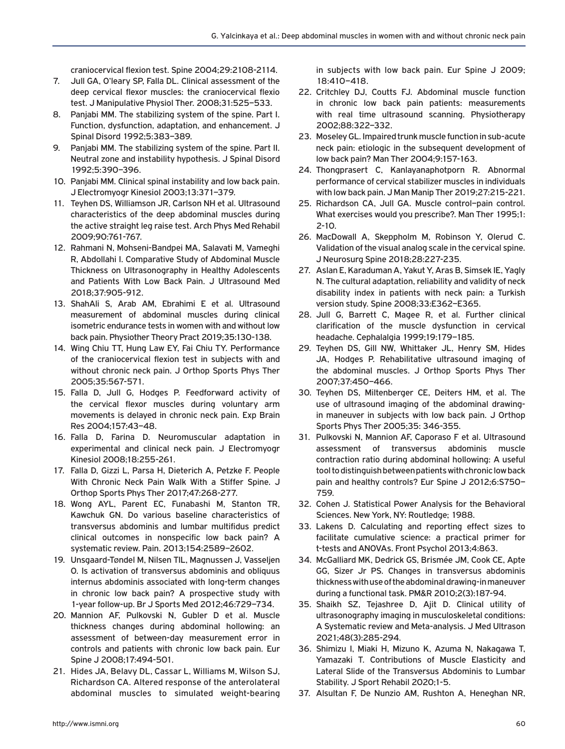craniocervical flexion test. Spine 2004;29:2108-2114.

7. Jull GA, O'leary SP, Falla DL. Clinical assessment of the deep cervical flexor muscles: the craniocervical flexio test. J Manipulative Physiol Ther. 2008;31:525–533.
8. Panjabi MM. The stabilizing system of the spine. Part I. Function, dysfunction, adaptation, and enhancement. J Spinal Disord 1992;5:383–389.
9. Panjabi MM. The stabilizing system of the spine. Part II. Neutral zone and instability hypothesis. J Spinal Disord 1992;5:390–396.
10. Panjabi MM. Clinical spinal instability and low back pain. J Electromyogr Kinesiol 2003;13:371–379.
11. Teyhen DS, Williamson JR, Carlson NH et al. Ultrasound characteristics of the deep abdominal muscles during the active straight leg raise test. Arch Phys Med Rehabil 2009;90:761-767.
12. Rahmani N, Mohseni-Bandpei MA, Salavati M, Vameghi R, Abdollahi I. Comparative Study of Abdominal Muscle Thickness on Ultrasonography in Healthy Adolescents and Patients With Low Back Pain. J Ultrasound Med 2018;37:905-912.
13. ShahAli S, Arab AM, Ebrahimi E et al. Ultrasound measurement of abdominal muscles during clinical isometric endurance tests in women with and without low back pain. Physiother Theory Pract 2019;35:130-138.
14. Wing Chiu TT, Hung Law EY, Fai Chiu TY. Performance of the craniocervical flexion test in subjects with and without chronic neck pain. J Orthop Sports Phys Ther 2005;35:567-571.
15. Falla D, Jull G, Hodges P. Feedforward activity of the cervical flexor muscles during voluntary arm movements is delayed in chronic neck pain. Exp Brain Res 2004;157:43–48.
16. Falla D, Farina D. Neuromuscular adaptation in experimental and clinical neck pain. J Electromyogr Kinesiol 2008;18:255-261.
17. Falla D, Gizzi L, Parsa H, Dieterich A, Petzke F. People With Chronic Neck Pain Walk With a Stiffer Spine. J Orthop Sports Phys Ther 2017;47:268-277.
18. Wong AYL, Parent EC, Funabashi M, Stanton TR, Kawchuk GN. Do various baseline characteristics of transversus abdominis and lumbar multifidus predict clinical outcomes in nonspecific low back pain? A systematic review. Pain. 2013;154:2589–2602.
19. Unsgaard-Tøndel M, Nilsen TIL, Magnussen J, Vasseljen O. Is activation of transversus abdominis and obliquus internus abdominis associated with long-term changes in chronic low back pain? A prospective study with 1-year follow-up. Br J Sports Med 2012;46:729–734.
20. Mannion AF, Pulkovski N, Gubler D et al. Muscle thickness changes during abdominal hollowing: an assessment of between-day measurement error in controls and patients with chronic low back pain. Eur Spine J 2008;17:494-501.
21. Hides JA, Belavy DL, Cassar L, Williams M, Wilson SJ, Richardson CA. Altered response of the anterolateral abdominal muscles to simulated weight-bearing in subjects with low back pain. Eur Spine J 2009; 18:410–418.
22. Critchley DJ, Coutts FJ. Abdominal muscle function in chronic low back pain patients: measurements with real time ultrasound scanning. Physiotherapy 2002;88:322–332.
23. Moseley GL. Impaired trunk muscle function in sub-acute neck pain: etiologic in the subsequent development of low back pain? Man Ther 2004;9:157-163.
24. Thongprasert C, Kanlayanaphotporn R. Abnormal performance of cervical stabilizer muscles in individuals with low back pain. J Man Manip Ther 2019;27:215-221.
25. Richardson CA, Jull GA. Muscle control–pain control. What exercises would you prescribe?. Man Ther 1995;1: 2-10.
26. MacDowall A, Skeppholm M, Robinson Y, Olerud C. Validation of the visual analog scale in the cervical spine. J Neurosurg Spine 2018;28:227-235.
27. Aslan E, Karaduman A, Yakut Y, Aras B, Simsek IE, Yagly N. The cultural adaptation, reliability and validity of neck disability index in patients with neck pain: a Turkish version study. Spine 2008;33:E362–E365.
28. Jull G, Barrett C, Magee R, et al. Further clinical clarification of the muscle dysfunction in cervical headache. Cephalalgia 1999;19:179–185.
29. Teyhen DS, Gill NW, Whittaker JL, Henry SM, Hides JA, Hodges P. Rehabilitative ultrasound imaging of the abdominal muscles. J Orthop Sports Phys Ther 2007;37:450–466.
30. Teyhen DS, Miltenberger CE, Deiters HM, et al. The use of ultrasound imaging of the abdominal drawing-in maneuver in subjects with low back pain. J Orthop Sports Phys Ther 2005;35: 346-355.
31. Pulkovski N, Mannion AF, Caporaso F et al. Ultrasound assessment of transversus abdominis muscle contraction ratio during abdominal hollowing: A useful tool to distinguish between patients with chronic low back pain and healthy controls? Eur Spine J 2012;6:S750–759.
32. Cohen J. Statistical Power Analysis for the Behavioral Sciences. New York, NY: Routledge; 1988.
33. Lakens D. Calculating and reporting effect sizes to facilitate cumulative science: a practical primer for t-tests and ANOVAs. Front Psychol 2013;4:863.
34. McGalliard MK, Dedrick GS, Brismée JM, Cook CE, Apte GG, Sizer Jr PS. Changes in transversus abdominis thickness with use of the abdominal drawing-in maneuver during a functional task. PM&R 2010;2(3):187-94.
35. Shaikh SZ, Tejashree D, Ajit D. Clinical utility of ultrasonography imaging in musculoskeletal conditions: A Systematic review and Meta-analysis. J Med Ultrason 2021;48(3):285-294.
36. Shimizu I, Miaki H, Mizuno K, Azuma N, Nakagawa T, Yamazaki T. Contributions of Muscle Elasticity and Lateral Slide of the Transversus Abdominis to Lumbar Stability. J Sport Rehabil 2020;1-5.
37. Alsultan F, De Nunzio AM, Rushton A, Heneghan NR,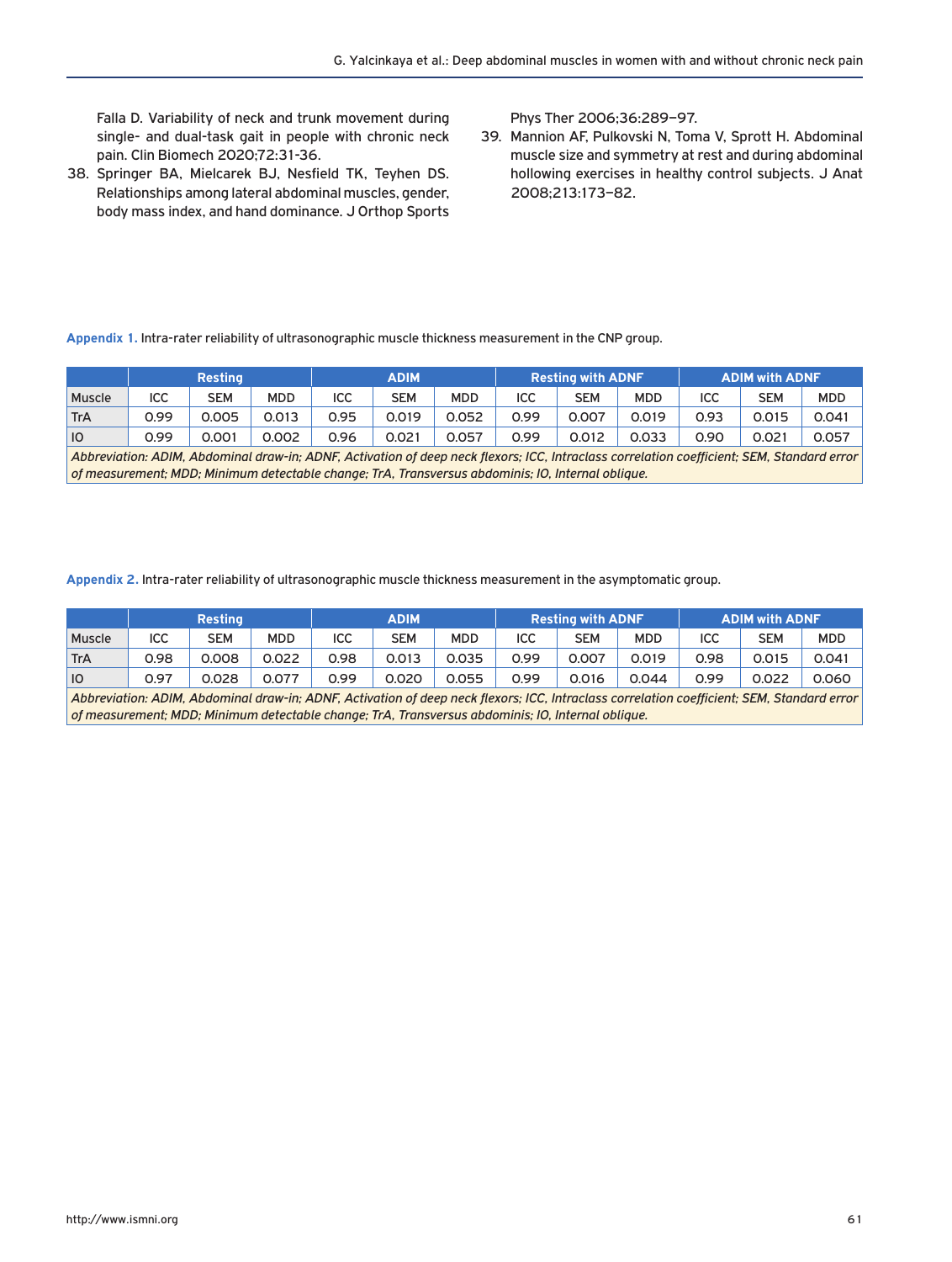Falla D. Variability of neck and trunk movement during single- and dual-task gait in people with chronic neck pain. Clin Biomech 2020;72:31-36.

38. Springer BA, Mielcarek BJ, Nesfield TK, Teyhen DS. Relationships among lateral abdominal muscles, gender, body mass index, and hand dominance. J Orthop Sports Phys Ther 2006;36:289–97.
39. Mannion AF, Pulkovski N, Toma V, Sprott H. Abdominal muscle size and symmetry at rest and during abdominal hollowing exercises in healthy control subjects. J Anat 2008;213:173–82.

**Appendix 1.** Intra-rater reliability of ultrasonographic muscle thickness measurement in the CNP group.

| | Resting | | | ADIM | | | Resting with ADNF | | | ADIM with ADNF | | |
|---|---|---|---|---|---|---|---|---|---|---|---|---|
| Muscle | ICC | SEM | MDD | ICC | SEM | MDD | ICC | SEM | MDD | ICC | SEM | MDD |
| TrA | 0.99 | 0.005 | 0.013 | 0.95 | 0.019 | 0.052 | 0.99 | 0.007 | 0.019 | 0.93 | 0.015 | 0.041 |
| IO | 0.99 | 0.001 | 0.002 | 0.96 | 0.021 | 0.057 | 0.99 | 0.012 | 0.033 | 0.90 | 0.021 | 0.057 |

*Abbreviation: ADIM, Abdominal draw-in; ADNF, Activation of deep neck flexors; ICC, Intraclass correlation coefficient; SEM, Standard error of measurement; MDD; Minimum detectable change; TrA, Transversus abdominis; IO, Internal oblique.*

**Appendix 2.** Intra-rater reliability of ultrasonographic muscle thickness measurement in the asymptomatic group.

| | Resting | | | ADIM | | | Resting with ADNF | | | ADIM with ADNF | | |
|---|---|---|---|---|---|---|---|---|---|---|---|---|
| Muscle | ICC | SEM | MDD | ICC | SEM | MDD | ICC | SEM | MDD | ICC | SEM | MDD |
| TrA | 0.98 | 0.008 | 0.022 | 0.98 | 0.013 | 0.035 | 0.99 | 0.007 | 0.019 | 0.98 | 0.015 | 0.041 |
| IO | 0.97 | 0.028 | 0.077 | 0.99 | 0.020 | 0.055 | 0.99 | 0.016 | 0.044 | 0.99 | 0.022 | 0.060 |

*Abbreviation: ADIM, Abdominal draw-in; ADNF, Activation of deep neck flexors; ICC, Intraclass correlation coefficient; SEM, Standard error of measurement; MDD; Minimum detectable change; TrA, Transversus abdominis; IO, Internal oblique.*